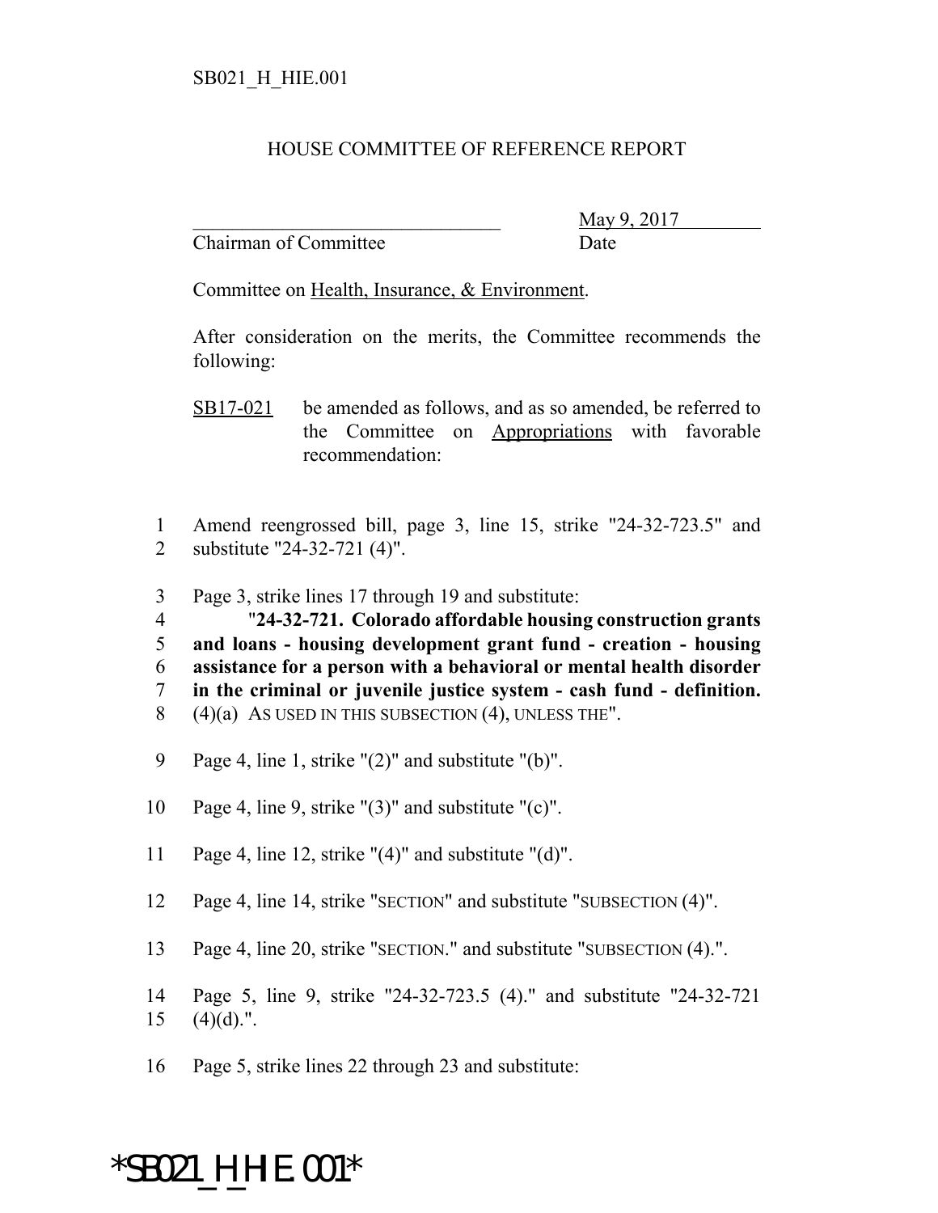SB021_H_HIE.001

HOUSE COMMITTEE OF REFERENCE REPORT

_______________________________ May 9, 2017
Chairman of Committee Date

Committee on Health, Insurance, & Environment.

After consideration on the merits, the Committee recommends the following:

SB17-021 be amended as follows, and as so amended, be referred to the Committee on Appropriations with favorable recommendation:

1 Amend reengrossed bill, page 3, line 15, strike "24-32-723.5" and
2 substitute "24-32-721 (4)".

3 Page 3, strike lines 17 through 19 and substitute:
4 "**24-32-721. Colorado affordable housing construction grants**
5 **and loans - housing development grant fund - creation - housing**
6 **assistance for a person with a behavioral or mental health disorder**
7 **in the criminal or juvenile justice system - cash fund - definition.**
8 (4)(a) AS USED IN THIS SUBSECTION (4), UNLESS THE".

9 Page 4, line 1, strike "(2)" and substitute "(b)".

10 Page 4, line 9, strike "(3)" and substitute "(c)".

11 Page 4, line 12, strike "(4)" and substitute "(d)".

12 Page 4, line 14, strike "SECTION" and substitute "SUBSECTION (4)".

13 Page 4, line 20, strike "SECTION." and substitute "SUBSECTION (4).".

14 Page 5, line 9, strike "24-32-723.5 (4)." and substitute "24-32-721
15 (4)(d).".

16 Page 5, strike lines 22 through 23 and substitute:

*SB021_H_HIE.001*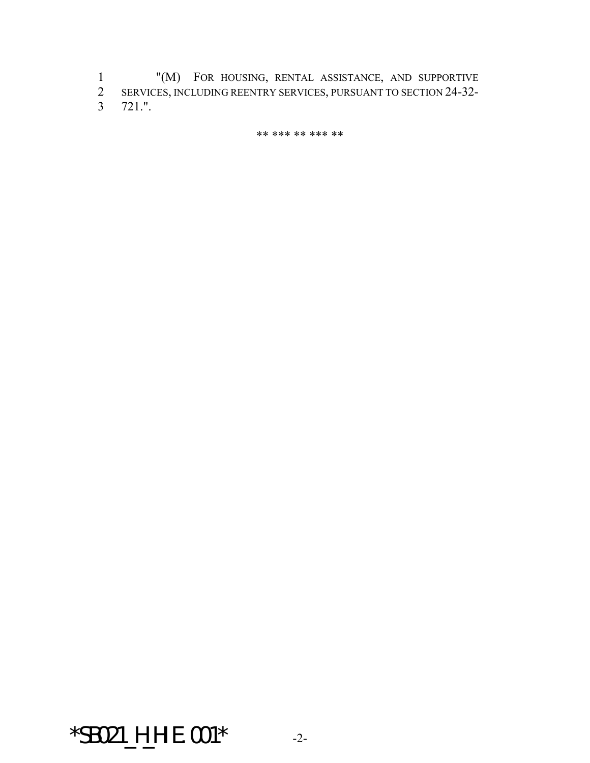1 "(M) FOR HOUSING, RENTAL ASSISTANCE, AND SUPPORTIVE
2 SERVICES, INCLUDING REENTRY SERVICES, PURSUANT TO SECTION 24-32-
3 721.".

** *** ** *** **

*SB021_H_HIE.001*